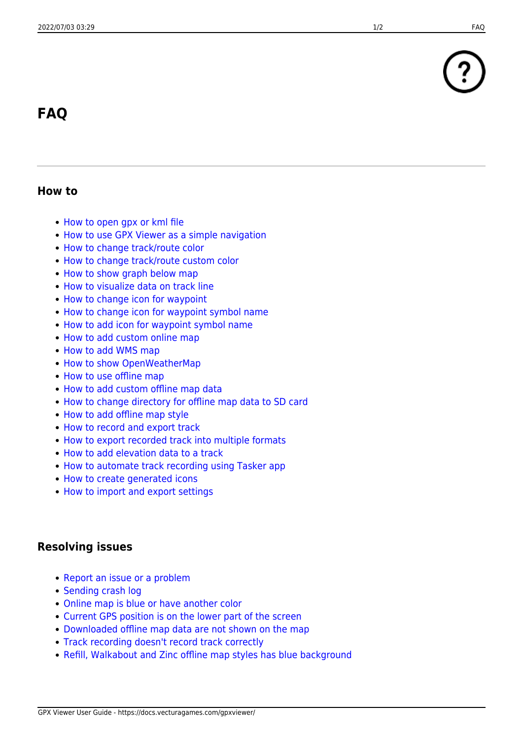# FAQ

## How to

- How to open gpx or kml file
- How to use GPX Viewer as a simple navigation
- How to change track/route color
- How to change track/route custom color
- How to show graph below map
- How to visualize data on track line
- How to change icon for waypoint
- How to change icon for waypoint symbol name
- How to add icon for waypoint symbol name
- How to add custom online map
- How to add WMS map
- How to show OpenWeatherMap
- How to use offline map
- How to add custom offline map data
- How to change directory for offline map data to SD card
- How to add offline map style
- How to record and export track
- How to export recorded track into multiple formats
- How to add elevation data to a track
- How to automate track recording using Tasker app
- How to create generated icons
- How to import and export settings

## Resolving issues

- Report an issue or a problem
- Sending crash log
- Online map is blue or have another color
- Current GPS position is on the lower part of the screen
- Downloaded offline map data are not shown on the map
- Track recording doesn't record track correctly
- Refill, Walkabout and Zinc offline map styles has blue background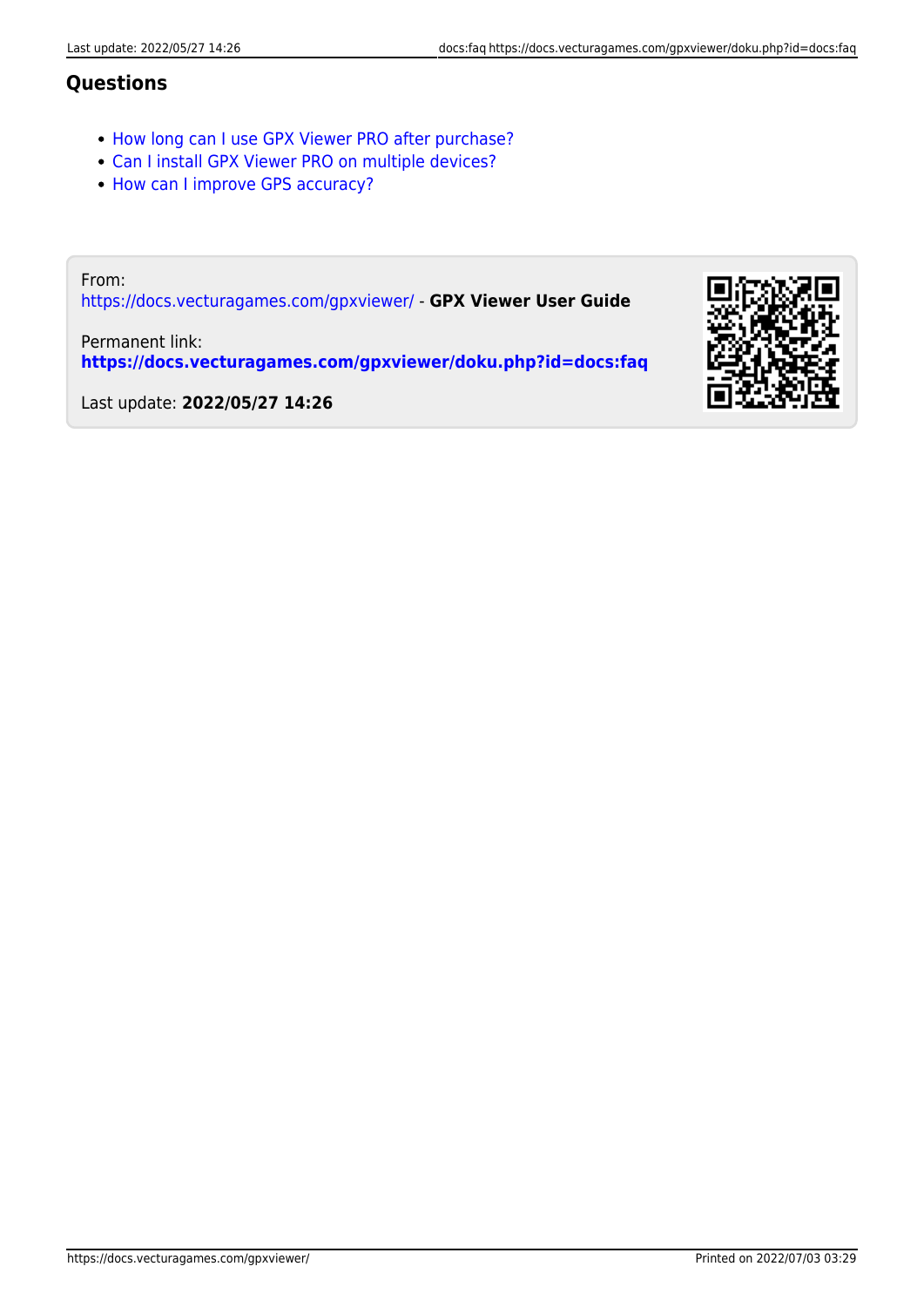## Questions

- How long can I use GPX Viewer PRO after purchase?
- Can I install GPX Viewer PRO on multiple devices?
- How can I improve GPS accuracy?

From:
https://docs.vecturagames.com/gpxviewer/ - **GPX Viewer User Guide**

Permanent link:
**https://docs.vecturagames.com/gpxviewer/doku.php?id=docs:faq**

Last update: **2022/05/27 14:26**